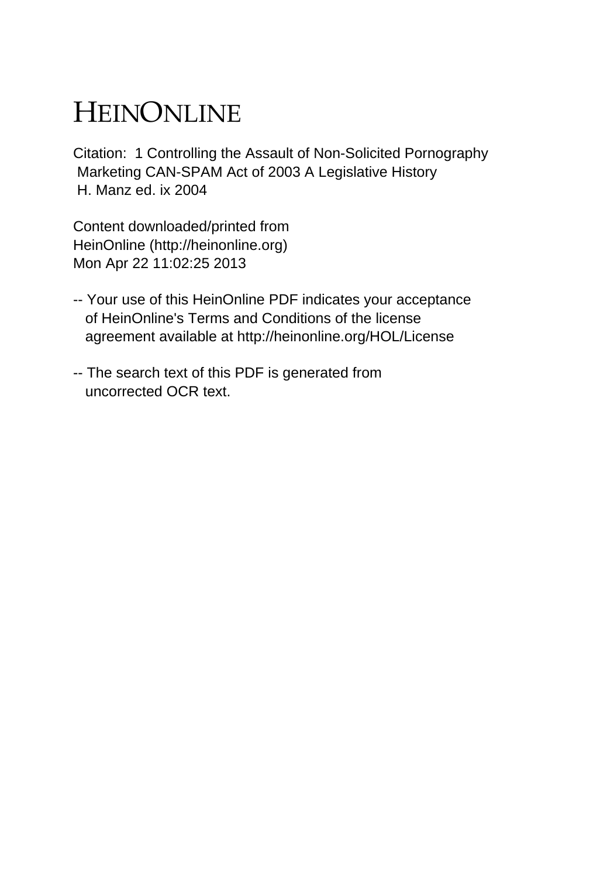# HEINONLINE

Citation: 1 Controlling the Assault of Non-Solicited Pornography Marketing CAN-SPAM Act of 2003 A Legislative History H. Manz ed. ix 2004

Content downloaded/printed from HeinOnline (http://heinonline.org) Mon Apr 22 11:02:25 2013

-- Your use of this HeinOnline PDF indicates your acceptance of HeinOnline's Terms and Conditions of the license agreement available at http://heinonline.org/HOL/License

-- The search text of this PDF is generated from uncorrected OCR text.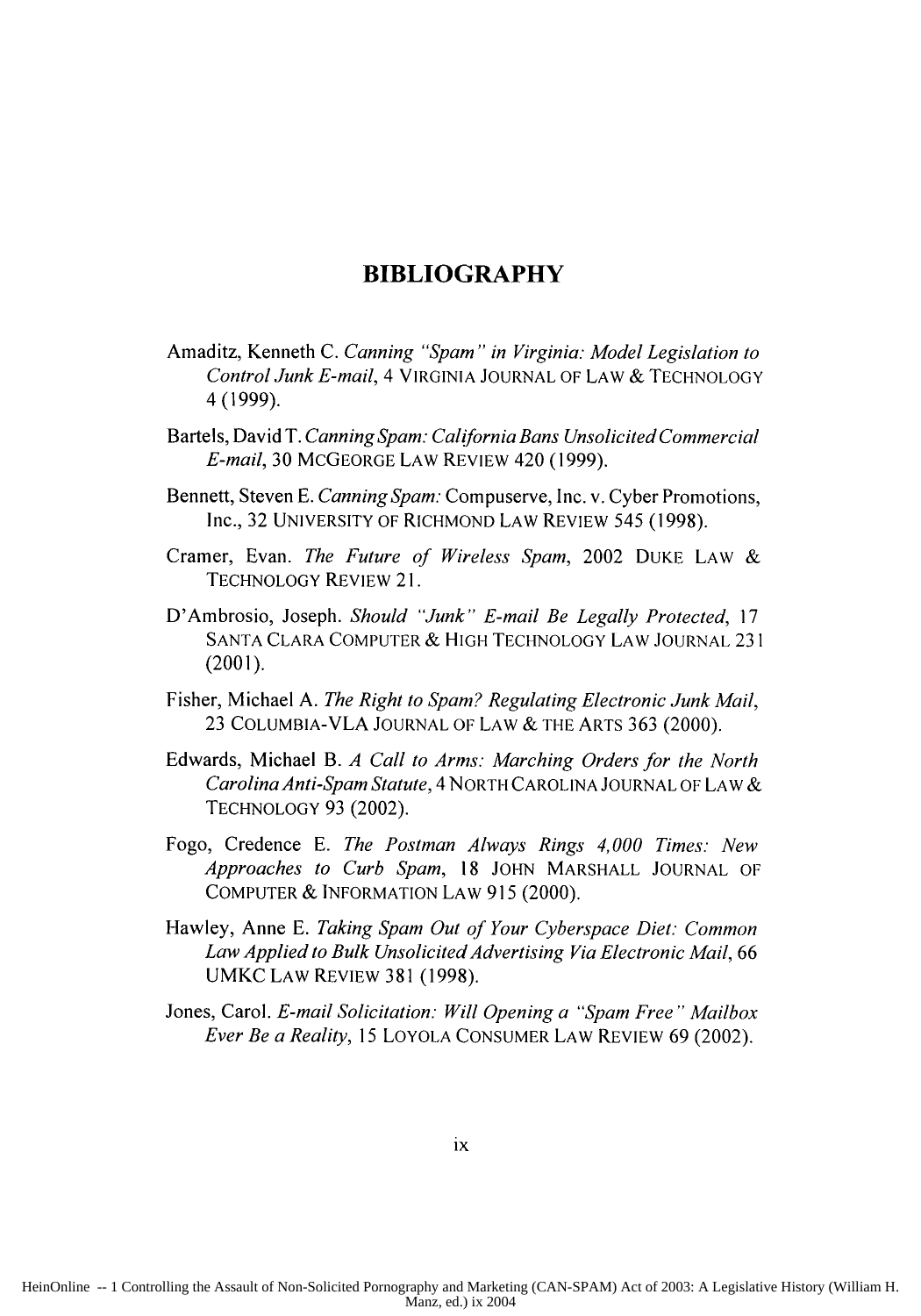# BIBLIOGRAPHY

Amaditz, Kenneth C. *Canning "Spam" in Virginia: Model Legislation to Control Junk E-mail*, 4 VIRGINIA JOURNAL OF LAW & TECHNOLOGY 4 (1999).

Bartels, David T. *Canning Spam: California Bans Unsolicited Commercial E-mail*, 30 MCGEORGE LAW REVIEW 420 (1999).

Bennett, Steven E. *Canning Spam:* Compuserve, Inc. v. Cyber Promotions, Inc., 32 UNIVERSITY OF RICHMOND LAW REVIEW 545 (1998).

Cramer, Evan. *The Future of Wireless Spam*, 2002 DUKE LAW & TECHNOLOGY REVIEW 21.

D'Ambrosio, Joseph. *Should "Junk" E-mail Be Legally Protected*, 17 SANTA CLARA COMPUTER & HIGH TECHNOLOGY LAW JOURNAL 231 (2001).

Fisher, Michael A. *The Right to Spam? Regulating Electronic Junk Mail*, 23 COLUMBIA-VLA JOURNAL OF LAW & THE ARTS 363 (2000).

Edwards, Michael B. *A Call to Arms: Marching Orders for the North Carolina Anti-Spam Statute*, 4 NORTH CAROLINA JOURNAL OF LAW & TECHNOLOGY 93 (2002).

Fogo, Credence E. *The Postman Always Rings 4,000 Times: New Approaches to Curb Spam*, 18 JOHN MARSHALL JOURNAL OF COMPUTER & INFORMATION LAW 915 (2000).

Hawley, Anne E. *Taking Spam Out of Your Cyberspace Diet: Common Law Applied to Bulk Unsolicited Advertising Via Electronic Mail*, 66 UMKC LAW REVIEW 381 (1998).

Jones, Carol. *E-mail Solicitation: Will Opening a "Spam Free" Mailbox Ever Be a Reality*, 15 LOYOLA CONSUMER LAW REVIEW 69 (2002).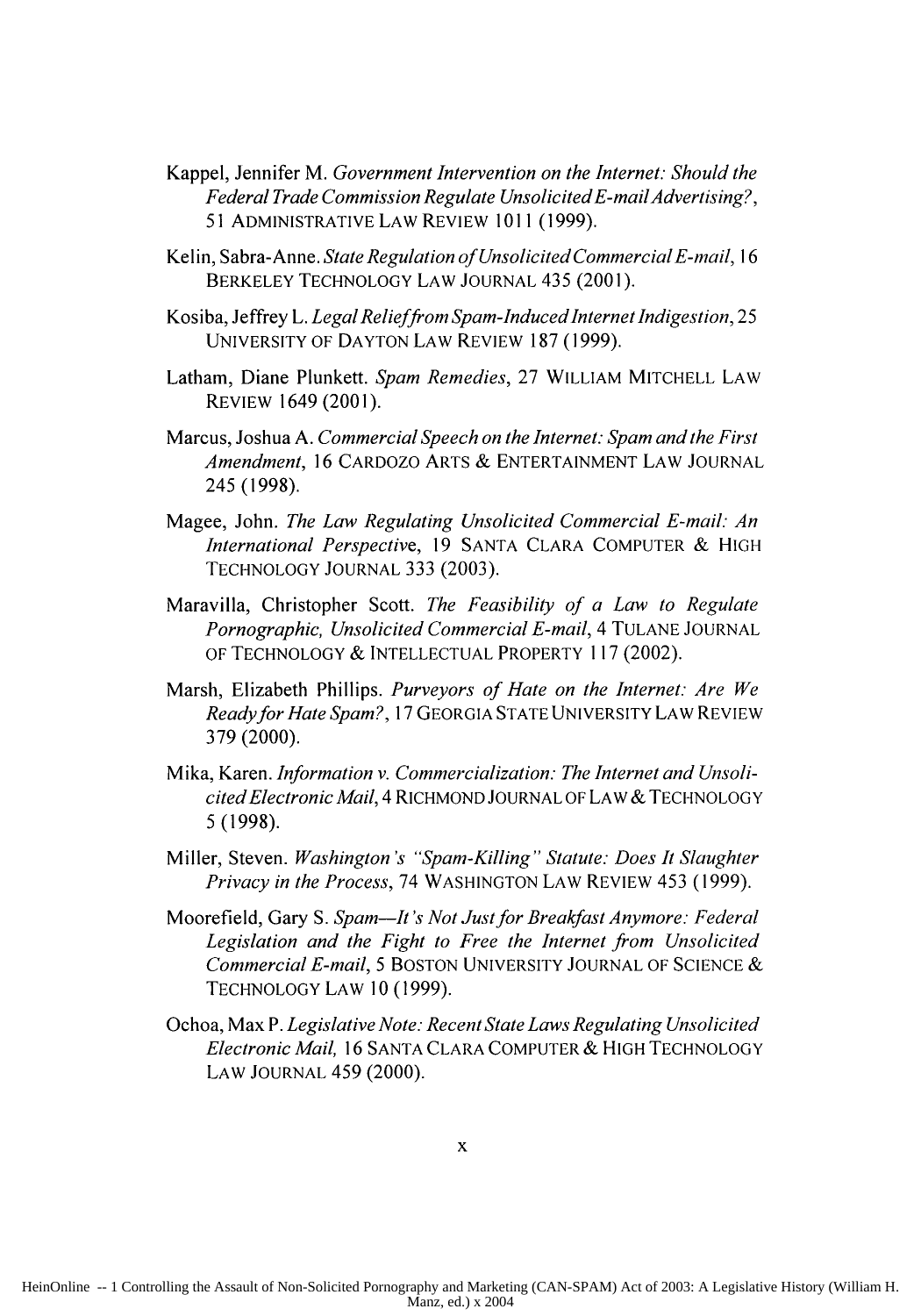Kappel, Jennifer M. *Government Intervention on the Internet: Should the Federal Trade Commission Regulate Unsolicited E-mail Advertising?*, 51 ADMINISTRATIVE LAW REVIEW 1011 (1999).

Kelin, Sabra-Anne. *State Regulation of Unsolicited Commercial E-mail*, 16 BERKELEY TECHNOLOGY LAW JOURNAL 435 (2001).

Kosiba, Jeffrey L. *Legal Relief from Spam-Induced Internet Indigestion*, 25 UNIVERSITY OF DAYTON LAW REVIEW 187 (1999).

Latham, Diane Plunkett. *Spam Remedies*, 27 WILLIAM MITCHELL LAW REVIEW 1649 (2001).

Marcus, Joshua A. *Commercial Speech on the Internet: Spam and the First Amendment*, 16 CARDOZO ARTS & ENTERTAINMENT LAW JOURNAL 245 (1998).

Magee, John. *The Law Regulating Unsolicited Commercial E-mail: An International Perspective*, 19 SANTA CLARA COMPUTER & HIGH TECHNOLOGY JOURNAL 333 (2003).

Maravilla, Christopher Scott. *The Feasibility of a Law to Regulate Pornographic, Unsolicited Commercial E-mail*, 4 TULANE JOURNAL OF TECHNOLOGY & INTELLECTUAL PROPERTY 117 (2002).

Marsh, Elizabeth Phillips. *Purveyors of Hate on the Internet: Are We Ready for Hate Spam?*, 17 GEORGIA STATE UNIVERSITY LAW REVIEW 379 (2000).

Mika, Karen. *Information v. Commercialization: The Internet and Unsolicited Electronic Mail*, 4 RICHMOND JOURNAL OF LAW & TECHNOLOGY 5 (1998).

Miller, Steven. *Washington's "Spam-Killing" Statute: Does It Slaughter Privacy in the Process*, 74 WASHINGTON LAW REVIEW 453 (1999).

Moorefield, Gary S. *Spam—It's Not Just for Breakfast Anymore: Federal Legislation and the Fight to Free the Internet from Unsolicited Commercial E-mail*, 5 BOSTON UNIVERSITY JOURNAL OF SCIENCE & TECHNOLOGY LAW 10 (1999).

Ochoa, Max P. *Legislative Note: Recent State Laws Regulating Unsolicited Electronic Mail*, 16 SANTA CLARA COMPUTER & HIGH TECHNOLOGY LAW JOURNAL 459 (2000).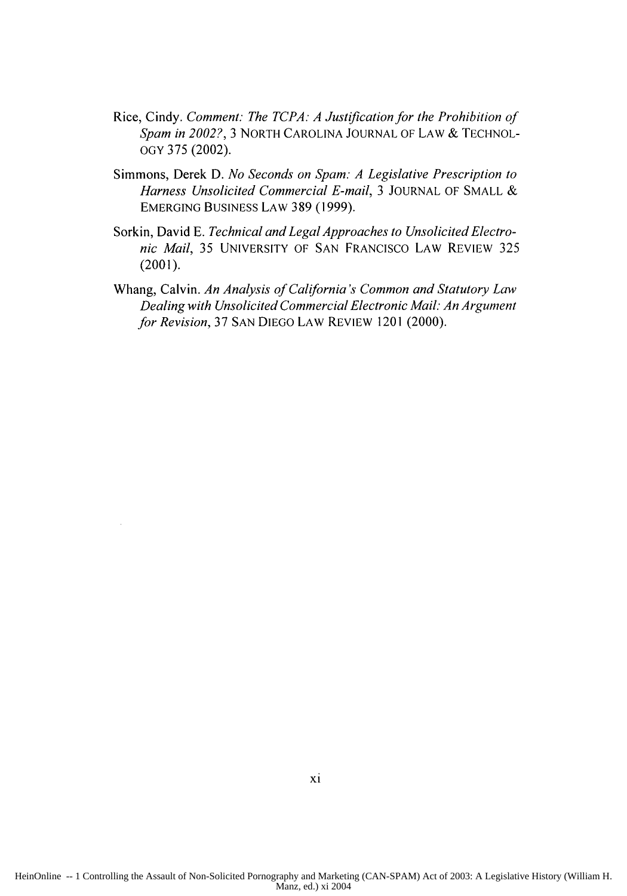Rice, Cindy. *Comment: The TCPA: A Justification for the Prohibition of Spam in 2002?*, 3 NORTH CAROLINA JOURNAL OF LAW & TECHNOLOGY 375 (2002).

Simmons, Derek D. *No Seconds on Spam: A Legislative Prescription to Harness Unsolicited Commercial E-mail*, 3 JOURNAL OF SMALL & EMERGING BUSINESS LAW 389 (1999).

Sorkin, David E. *Technical and Legal Approaches to Unsolicited Electronic Mail*, 35 UNIVERSITY OF SAN FRANCISCO LAW REVIEW 325 (2001).

Whang, Calvin. *An Analysis of California's Common and Statutory Law Dealing with Unsolicited Commercial Electronic Mail: An Argument for Revision*, 37 SAN DIEGO LAW REVIEW 1201 (2000).